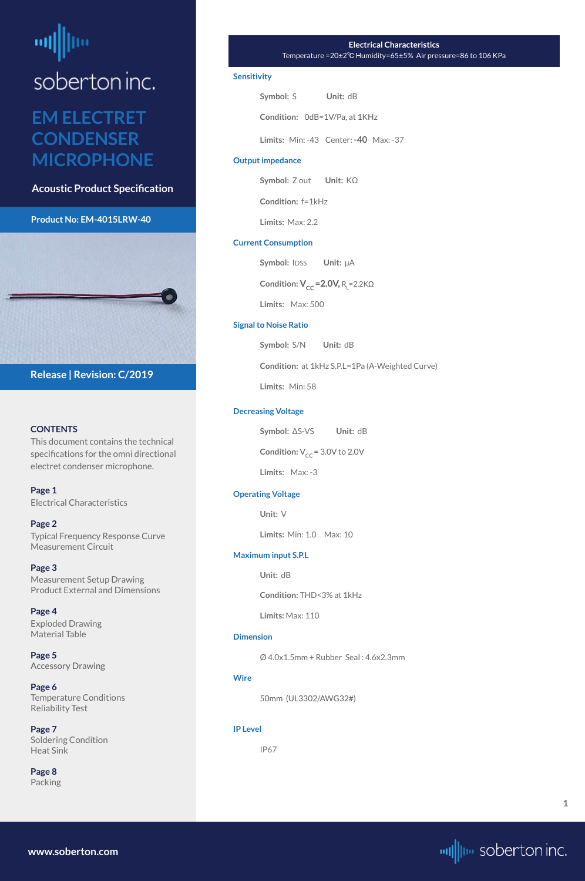soberton inc.

# EM ELECTRET CONDENSER MICROPHONE

**Acoustic Product Specification**

**Product No: EM-4015LRW-40**

**Release | Revision: C/2019**

### CONTENTS

This document contains the technical specifications for the omni directional electret condenser microphone.

**Page 1**
Electrical Characteristics

**Page 2**
Typical Frequency Response Curve
Measurement Circuit

**Page 3**
Measurement Setup Drawing
Product External and Dimensions

**Page 4**
Exploded Drawing
Material Table

**Page 5**
Accessory Drawing

**Page 6**
Temperature Conditions
Reliability Test

**Page 7**
Soldering Condition
Heat Sink

**Page 8**
Packing

## Electrical Characteristics

Temperature =20±2℃ Humidity=65±5% Air pressure=86 to 106 KPa

### Sensitivity

**Symbol:** S **Unit:** dB

**Condition:** 0dB=1V/Pa, at 1KHz

**Limits:** Min: -43 Center: **-40** Max: -37

### Output impedance

**Symbol:** Z out **Unit:** KΩ

**Condition:** f=1kHz

**Limits:** Max: 2.2

### Current Consumption

**Symbol:** IDSS **Unit:** μA

**Condition:** $V_{CC}$**=2.0V,** $R_L$=2.2KΩ

**Limits:** Max: 500

### Signal to Noise Ratio

**Symbol:** S/N **Unit:** dB

**Condition:** at 1kHz S.P.L=1Pa (A-Weighted Curve)

**Limits:** Min: 58

### Decreasing Voltage

**Symbol:** ΔS-VS **Unit:** dB

**Condition:** $V_{CC}$ = 3.0V to 2.0V

**Limits:** Max: -3

### Operating Voltage

**Unit:** V

**Limits:** Min: 1.0 Max: 10

### Maximum input S.P.L

**Unit:** dB

**Condition:** THD<3% at 1kHz

**Limits:** Max: 110

### Dimension

Ø 4.0x1.5mm + Rubber Seal : 4.6x2.3mm

### Wire

50mm (UL3302/AWG32#)

### IP Level

IP67

www.soberton.com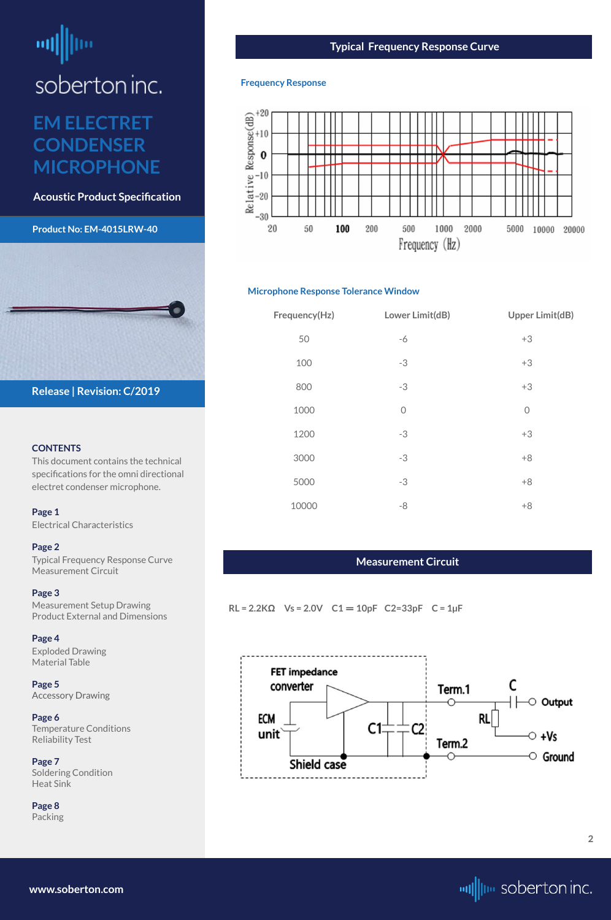# soberton inc.

## EM ELECTRET CONDENSER MICROPHONE

**Acoustic Product Specification**

**Product No: EM-4015LRW-40**

**Release | Revision: C/2019**

### CONTENTS

This document contains the technical specifications for the omni directional electret condenser microphone.

**Page 1**
Electrical Characteristics

**Page 2**
Typical Frequency Response Curve
Measurement Circuit

**Page 3**
Measurement Setup Drawing
Product External and Dimensions

**Page 4**
Exploded Drawing
Material Table

**Page 5**
Accessory Drawing

**Page 6**
Temperature Conditions
Reliability Test

**Page 7**
Soldering Condition
Heat Sink

**Page 8**
Packing

## Typical Frequency Response Curve

**Frequency Response**

Relative Response(dB): +20, +10, 0, -10, -20, -30

Frequency (Hz): 20, 50, 100, 200, 500, 1000, 2000, 5000, 10000, 20000

**Microphone Response Tolerance Window**

| Frequency(Hz) | Lower Limit(dB) | Upper Limit(dB) |
|---|---|---|
| 50 | -6 | +3 |
| 100 | -3 | +3 |
| 800 | -3 | +3 |
| 1000 | 0 | 0 |
| 1200 | -3 | +3 |
| 3000 | -3 | +8 |
| 5000 | -3 | +8 |
| 10000 | -8 | +8 |

## Measurement Circuit

RL = 2.2KΩ Vs = 2.0V C1 = 10pF C2=33pF C = 1μF

FET impedance converter, ECM unit, C1, C2, Shield case, Term.1, Term.2, RL, C, Output, +Vs, Ground

www.soberton.com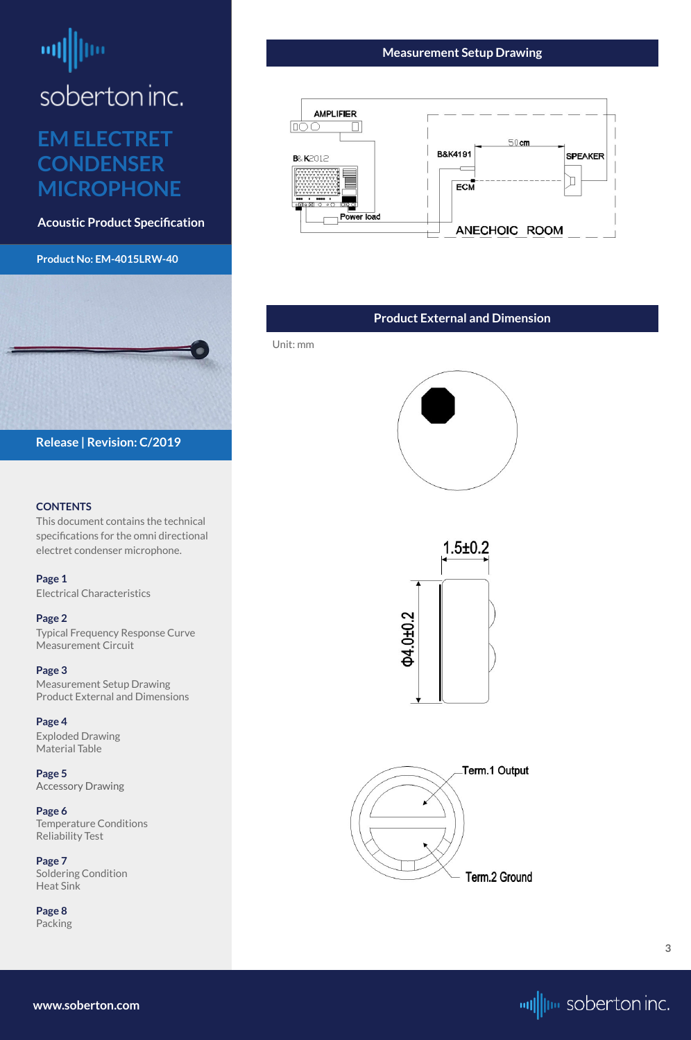# soberton inc.

## EM ELECTRET CONDENSER MICROPHONE

**Acoustic Product Specification**

**Product No: EM-4015LRW-40**

**Release | Revision: C/2019**

### CONTENTS

This document contains the technical specifications for the omni directional electret condenser microphone.

**Page 1**
Electrical Characteristics

**Page 2**
Typical Frequency Response Curve
Measurement Circuit

**Page 3**
Measurement Setup Drawing
Product External and Dimensions

**Page 4**
Exploded Drawing
Material Table

**Page 5**
Accessory Drawing

**Page 6**
Temperature Conditions
Reliability Test

**Page 7**
Soldering Condition
Heat Sink

**Page 8**
Packing

## Measurement Setup Drawing

AMPLIFIER

B&K2012

B&K4191

50cm

SPEAKER

ECM

Power load

ANECHOIC ROOM

## Product External and Dimension

Unit: mm

1.5±0.2

Φ4.0±0.2

Term.1 Output

Term.2 Ground

www.soberton.com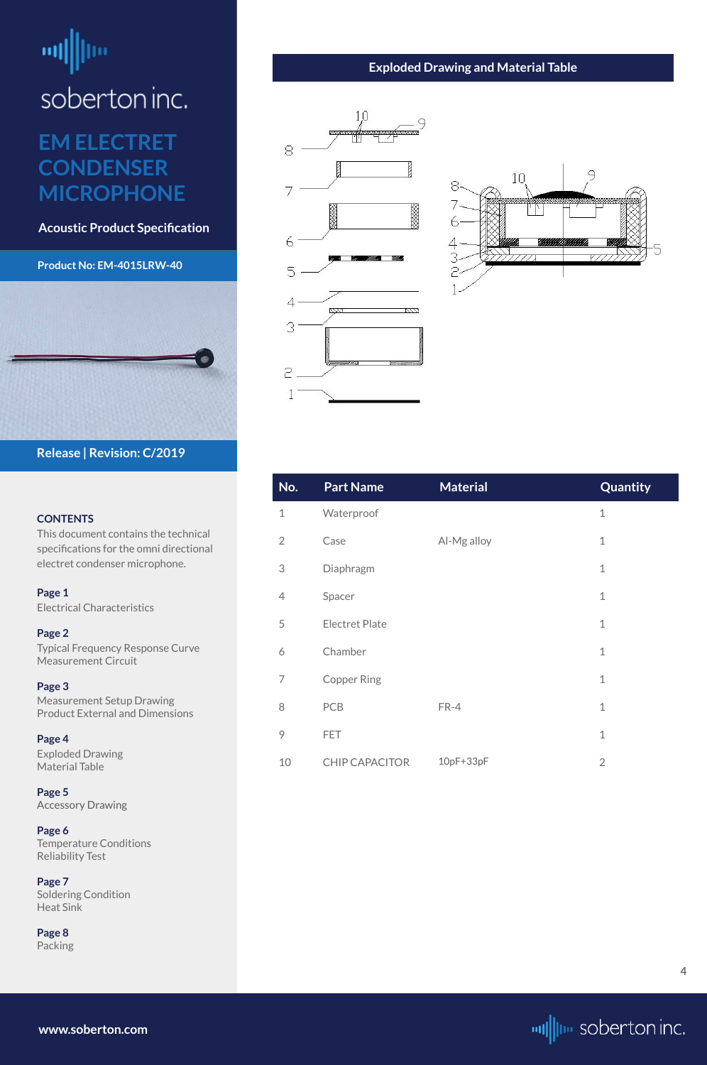soberton inc.

# EM ELECTRET CONDENSER MICROPHONE

**Acoustic Product Specification**

**Product No: EM-4015LRW-40**

**Release | Revision: C/2019**

### CONTENTS

This document contains the technical specifications for the omni directional electret condenser microphone.

**Page 1**
Electrical Characteristics

**Page 2**
Typical Frequency Response Curve
Measurement Circuit

**Page 3**
Measurement Setup Drawing
Product External and Dimensions

**Page 4**
Exploded Drawing
Material Table

**Page 5**
Accessory Drawing

**Page 6**
Temperature Conditions
Reliability Test

**Page 7**
Soldering Condition
Heat Sink

**Page 8**
Packing

## Exploded Drawing and Material Table

| No. | Part Name | Material | Quantity |
|---|---|---|---|
| 1 | Waterproof | | 1 |
| 2 | Case | Al-Mg alloy | 1 |
| 3 | Diaphragm | | 1 |
| 4 | Spacer | | 1 |
| 5 | Electret Plate | | 1 |
| 6 | Chamber | | 1 |
| 7 | Copper Ring | | 1 |
| 8 | PCB | FR-4 | 1 |
| 9 | FET | | 1 |
| 10 | CHIP CAPACITOR | 10pF+33pF | 2 |

www.soberton.com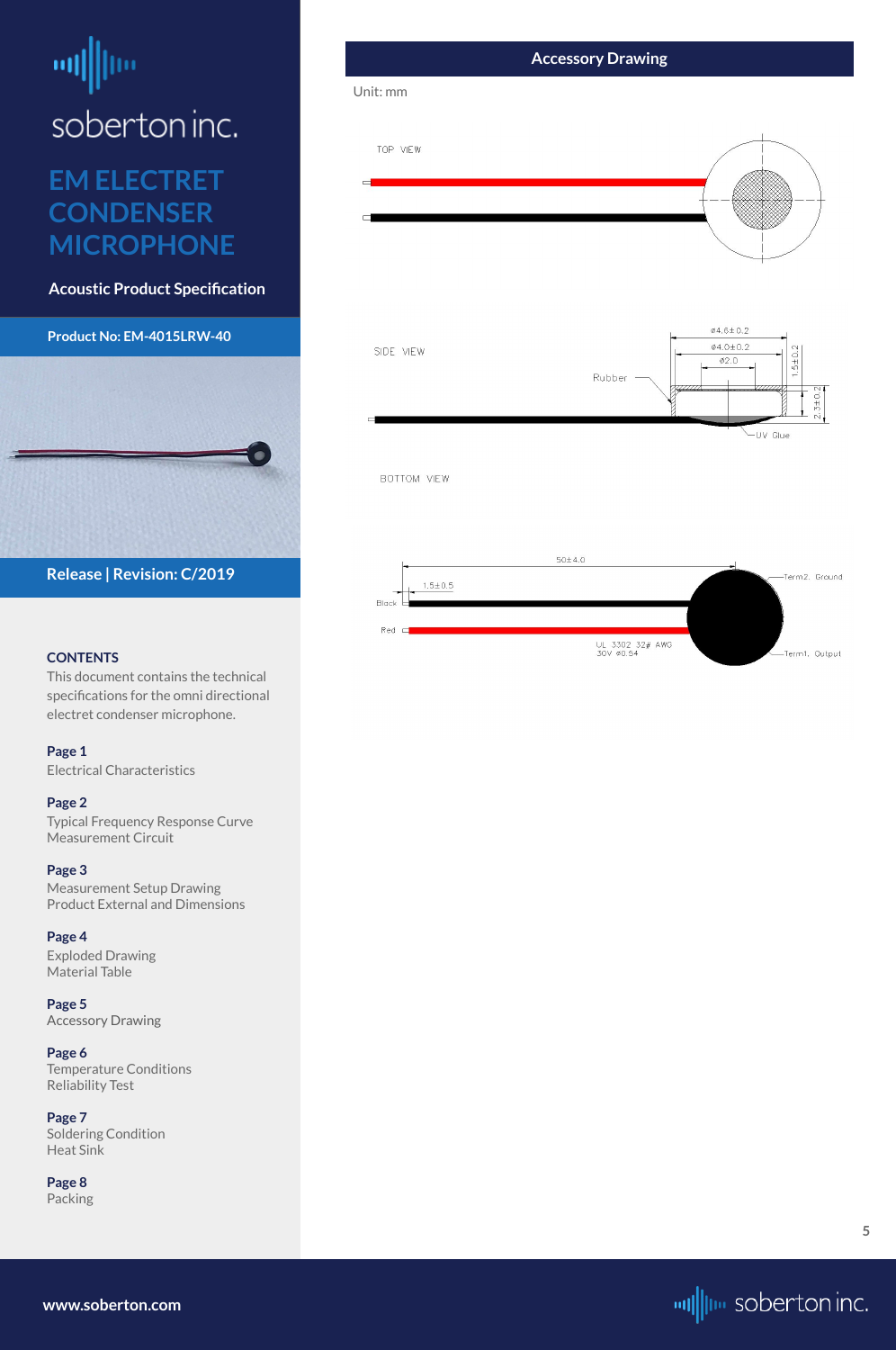# soberton inc.

## EM ELECTRET CONDENSER MICROPHONE

**Acoustic Product Specification**

**Product No: EM-4015LRW-40**

**Release | Revision: C/2019**

**CONTENTS**

This document contains the technical specifications for the omni directional electret condenser microphone.

**Page 1**
Electrical Characteristics

**Page 2**
Typical Frequency Response Curve
Measurement Circuit

**Page 3**
Measurement Setup Drawing
Product External and Dimensions

**Page 4**
Exploded Drawing
Material Table

**Page 5**
Accessory Drawing

**Page 6**
Temperature Conditions
Reliability Test

**Page 7**
Soldering Condition
Heat Sink

**Page 8**
Packing

## Accessory Drawing

Unit: mm

TOP VIEW

SIDE VIEW

Rubber

ø4.6±0.2

ø4.0±0.2

ø2.0

1.5±0.2

2.3±0.2

UV Glue

BOTTOM VIEW

50±4.0

1.5±0.5

Black

Red

UL 3302 32# AWG
30V ø0.54

Term2. Ground

Term1. Output

www.soberton.com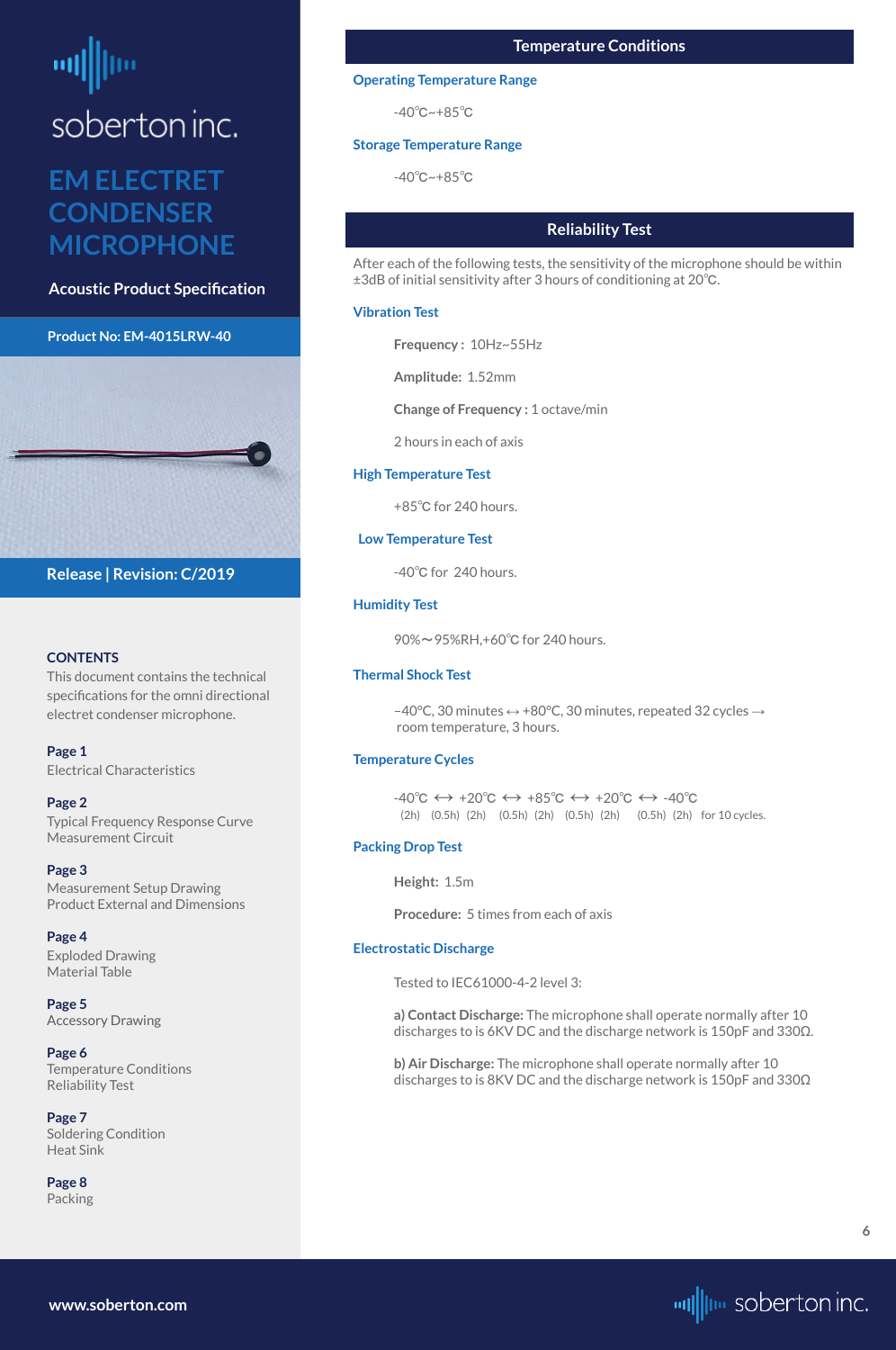# soberton inc.

## EM ELECTRET CONDENSER MICROPHONE

**Acoustic Product Specification**

**Product No: EM-4015LRW-40**

**Release | Revision: C/2019**

**CONTENTS**

This document contains the technical specifications for the omni directional electret condenser microphone.

**Page 1**
Electrical Characteristics

**Page 2**
Typical Frequency Response Curve
Measurement Circuit

**Page 3**
Measurement Setup Drawing
Product External and Dimensions

**Page 4**
Exploded Drawing
Material Table

**Page 5**
Accessory Drawing

**Page 6**
Temperature Conditions
Reliability Test

**Page 7**
Soldering Condition
Heat Sink

**Page 8**
Packing

## Temperature Conditions

### Operating Temperature Range

-40℃~+85℃

### Storage Temperature Range

-40℃~+85℃

## Reliability Test

After each of the following tests, the sensitivity of the microphone should be within ±3dB of initial sensitivity after 3 hours of conditioning at 20℃.

### Vibration Test

**Frequency :** 10Hz~55Hz

**Amplitude:** 1.52mm

**Change of Frequency :** 1 octave/min

2 hours in each of axis

### High Temperature Test

+85℃ for 240 hours.

### Low Temperature Test

-40℃ for 240 hours.

### Humidity Test

90%～95%RH,+60℃ for 240 hours.

### Thermal Shock Test

–40°C, 30 minutes ↔ +80°C, 30 minutes, repeated 32 cycles → room temperature, 3 hours.

### Temperature Cycles

-40℃ ↔ +20℃ ↔ +85℃ ↔ +20℃ ↔ -40℃
(2h) (0.5h) (2h) (0.5h) (2h) (0.5h) (2h) (0.5h) (2h) for 10 cycles.

### Packing Drop Test

**Height:** 1.5m

**Procedure:** 5 times from each of axis

### Electrostatic Discharge

Tested to IEC61000-4-2 level 3:

**a) Contact Discharge:** The microphone shall operate normally after 10 discharges to is 6KV DC and the discharge network is 150pF and 330Ω.

**b) Air Discharge:** The microphone shall operate normally after 10 discharges to is 8KV DC and the discharge network is 150pF and 330Ω

www.soberton.com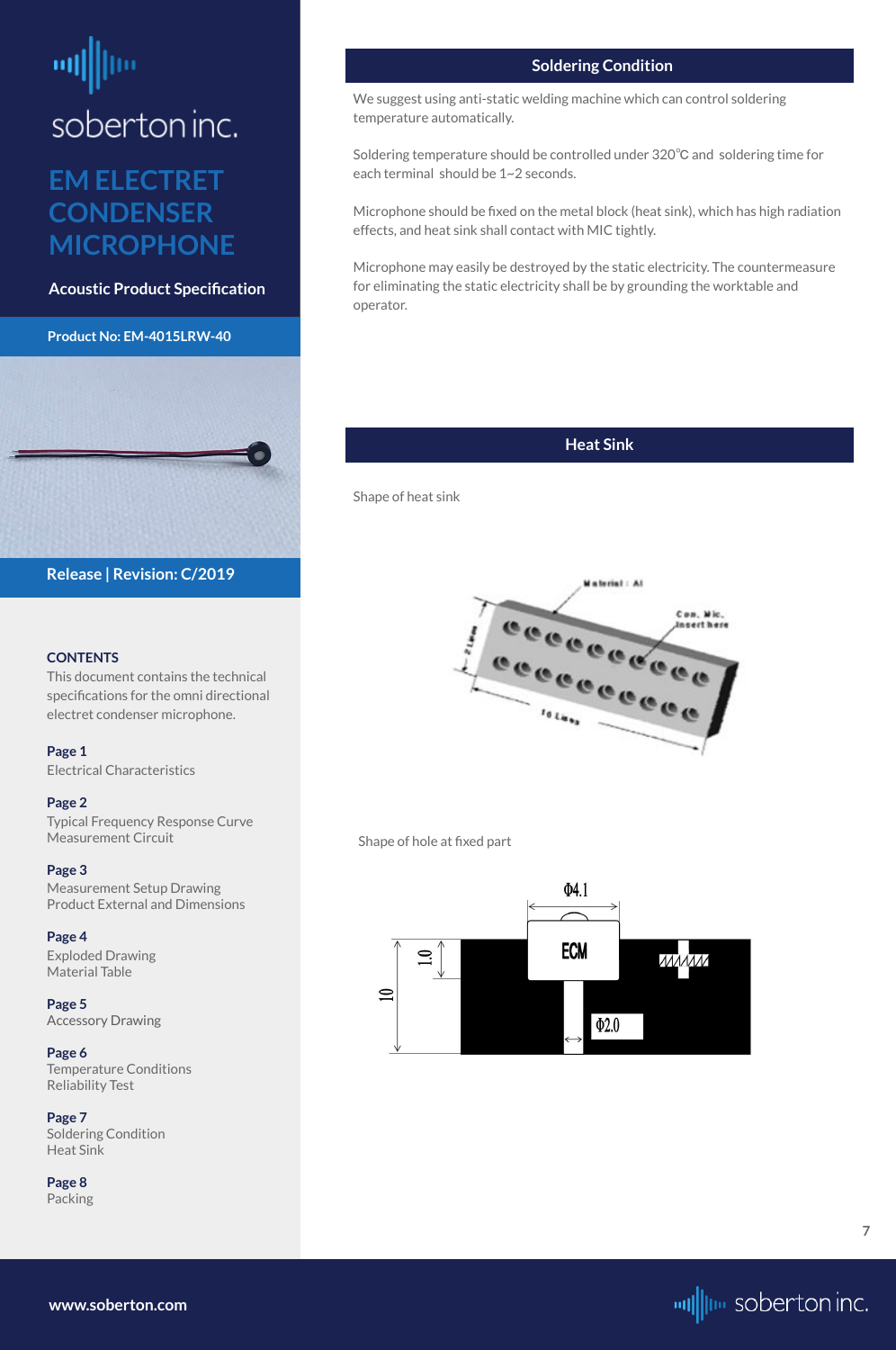# soberton inc.

## EM ELECTRET CONDENSER MICROPHONE

**Acoustic Product Specification**

**Product No: EM-4015LRW-40**

**Release | Revision: C/2019**

**CONTENTS**

This document contains the technical specifications for the omni directional electret condenser microphone.

**Page 1**
Electrical Characteristics

**Page 2**
Typical Frequency Response Curve
Measurement Circuit

**Page 3**
Measurement Setup Drawing
Product External and Dimensions

**Page 4**
Exploded Drawing
Material Table

**Page 5**
Accessory Drawing

**Page 6**
Temperature Conditions
Reliability Test

**Page 7**
Soldering Condition
Heat Sink

**Page 8**
Packing

## Soldering Condition

We suggest using anti-static welding machine which can control soldering temperature automatically.

Soldering temperature should be controlled under 320℃ and soldering time for each terminal should be 1~2 seconds.

Microphone should be fixed on the metal block (heat sink), which has high radiation effects, and heat sink shall contact with MIC tightly.

Microphone may easily be destroyed by the static electricity. The countermeasure for eliminating the static electricity shall be by grounding the worktable and operator.

## Heat Sink

Shape of heat sink

Material : Al
Con. Mic. insert here
2 Lmm
10 Lmm

Shape of hole at fixed part

Φ4.1
1.0
10
ECM
Φ2.0

www.soberton.com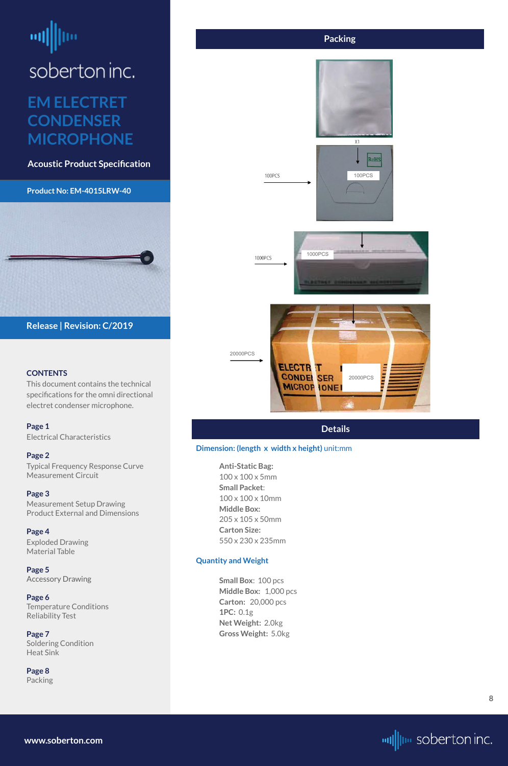soberton inc.

# EM ELECTRET CONDENSER MICROPHONE

**Acoustic Product Specification**

**Product No: EM-4015LRW-40**

**Release | Revision: C/2019**

**CONTENTS**

This document contains the technical specifications for the omni directional electret condenser microphone.

**Page 1**
Electrical Characteristics

**Page 2**
Typical Frequency Response Curve
Measurement Circuit

**Page 3**
Measurement Setup Drawing
Product External and Dimensions

**Page 4**
Exploded Drawing
Material Table

**Page 5**
Accessory Drawing

**Page 6**
Temperature Conditions
Reliability Test

**Page 7**
Soldering Condition
Heat Sink

**Page 8**
Packing

## Packing

X1

100PCS

100PCS

RoHS

1000PCS

1000PCS

20000PCS

20000PCS

## Details

**Dimension: (length x width x height)** unit:mm

**Anti-Static Bag:**
100 x 100 x 5mm

**Small Packet**:
100 x 100 x 10mm

**Middle Box:**
205 x 105 x 50mm

**Carton Size:**
550 x 230 x 235mm

**Quantity and Weight**

**Small Box**: 100 pcs
**Middle Box:** 1,000 pcs
**Carton:** 20,000 pcs
**1PC:** 0.1g
**Net Weight:** 2.0kg
**Gross Weight:** 5.0kg

www.soberton.com